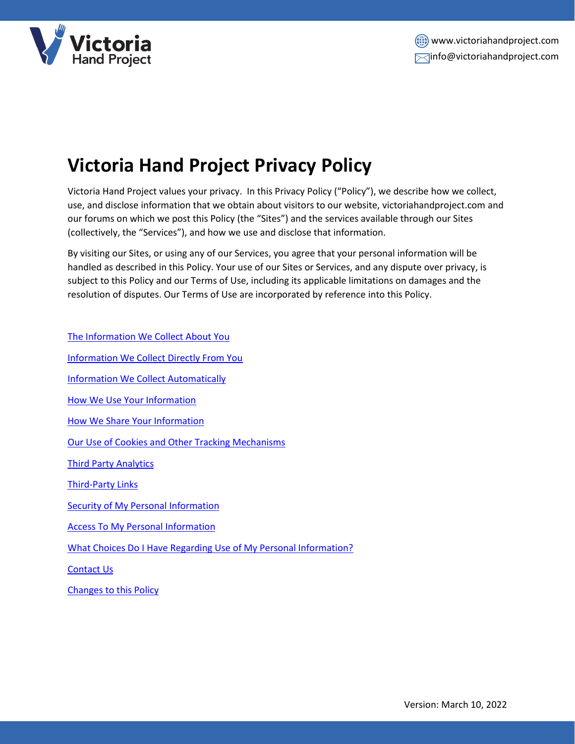# Victoria Hand Project Privacy Policy

Victoria Hand Project values your privacy. In this Privacy Policy ("Policy"), we describe how we collect, use, and disclose information that we obtain about visitors to our website, victoriahandproject.com and our forums on which we post this Policy (the "Sites") and the services available through our Sites (collectively, the "Services"), and how we use and disclose that information.

By visiting our Sites, or using any of our Services, you agree that your personal information will be handled as described in this Policy. Your use of our Sites or Services, and any dispute over privacy, is subject to this Policy and our Terms of Use, including its applicable limitations on damages and the resolution of disputes. Our Terms of Use are incorporated by reference into this Policy.

The Information We Collect About You

Information We Collect Directly From You

Information We Collect Automatically

How We Use Your Information

How We Share Your Information

Our Use of Cookies and Other Tracking Mechanisms

Third Party Analytics

Third-Party Links

Security of My Personal Information

Access To My Personal Information

What Choices Do I Have Regarding Use of My Personal Information?

Contact Us

Changes to this Policy

Version: March 10, 2022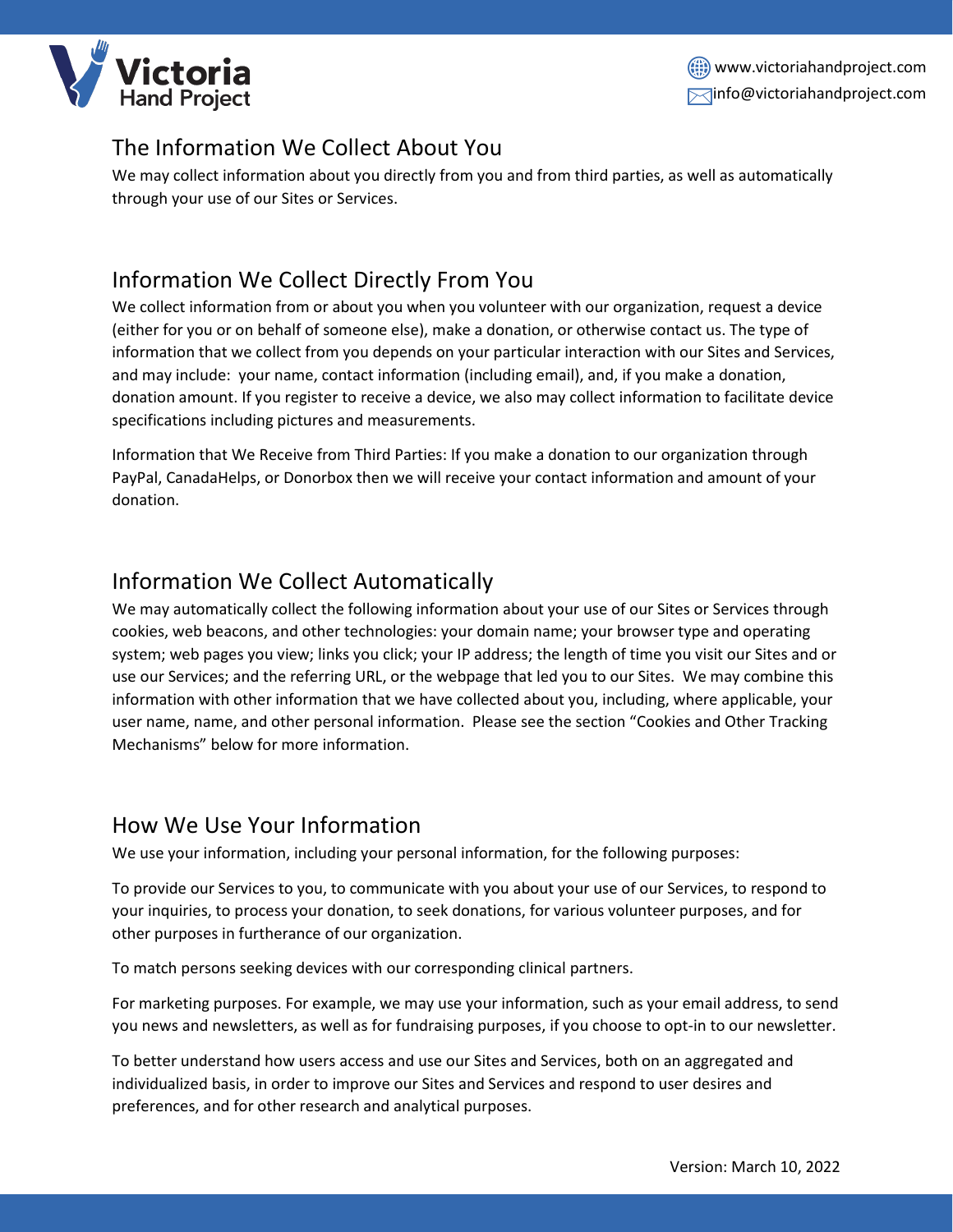## The Information We Collect About You

We may collect information about you directly from you and from third parties, as well as automatically through your use of our Sites or Services.

## Information We Collect Directly From You

We collect information from or about you when you volunteer with our organization, request a device (either for you or on behalf of someone else), make a donation, or otherwise contact us. The type of information that we collect from you depends on your particular interaction with our Sites and Services, and may include: your name, contact information (including email), and, if you make a donation, donation amount. If you register to receive a device, we also may collect information to facilitate device specifications including pictures and measurements.

Information that We Receive from Third Parties: If you make a donation to our organization through PayPal, CanadaHelps, or Donorbox then we will receive your contact information and amount of your donation.

## Information We Collect Automatically

We may automatically collect the following information about your use of our Sites or Services through cookies, web beacons, and other technologies: your domain name; your browser type and operating system; web pages you view; links you click; your IP address; the length of time you visit our Sites and or use our Services; and the referring URL, or the webpage that led you to our Sites. We may combine this information with other information that we have collected about you, including, where applicable, your user name, name, and other personal information. Please see the section "Cookies and Other Tracking Mechanisms" below for more information.

## How We Use Your Information

We use your information, including your personal information, for the following purposes:

To provide our Services to you, to communicate with you about your use of our Services, to respond to your inquiries, to process your donation, to seek donations, for various volunteer purposes, and for other purposes in furtherance of our organization.

To match persons seeking devices with our corresponding clinical partners.

For marketing purposes. For example, we may use your information, such as your email address, to send you news and newsletters, as well as for fundraising purposes, if you choose to opt-in to our newsletter.

To better understand how users access and use our Sites and Services, both on an aggregated and individualized basis, in order to improve our Sites and Services and respond to user desires and preferences, and for other research and analytical purposes.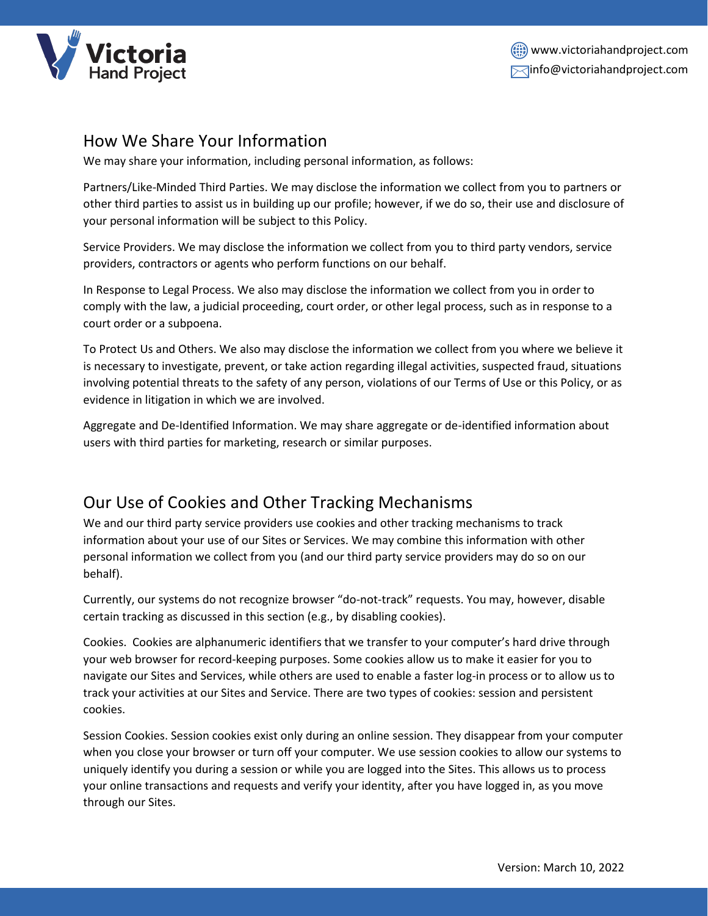## How We Share Your Information

We may share your information, including personal information, as follows:

Partners/Like-Minded Third Parties. We may disclose the information we collect from you to partners or other third parties to assist us in building up our profile; however, if we do so, their use and disclosure of your personal information will be subject to this Policy.

Service Providers. We may disclose the information we collect from you to third party vendors, service providers, contractors or agents who perform functions on our behalf.

In Response to Legal Process. We also may disclose the information we collect from you in order to comply with the law, a judicial proceeding, court order, or other legal process, such as in response to a court order or a subpoena.

To Protect Us and Others. We also may disclose the information we collect from you where we believe it is necessary to investigate, prevent, or take action regarding illegal activities, suspected fraud, situations involving potential threats to the safety of any person, violations of our Terms of Use or this Policy, or as evidence in litigation in which we are involved.

Aggregate and De-Identified Information. We may share aggregate or de-identified information about users with third parties for marketing, research or similar purposes.

## Our Use of Cookies and Other Tracking Mechanisms

We and our third party service providers use cookies and other tracking mechanisms to track information about your use of our Sites or Services. We may combine this information with other personal information we collect from you (and our third party service providers may do so on our behalf).

Currently, our systems do not recognize browser "do-not-track" requests. You may, however, disable certain tracking as discussed in this section (e.g., by disabling cookies).

Cookies. Cookies are alphanumeric identifiers that we transfer to your computer's hard drive through your web browser for record-keeping purposes. Some cookies allow us to make it easier for you to navigate our Sites and Services, while others are used to enable a faster log-in process or to allow us to track your activities at our Sites and Service. There are two types of cookies: session and persistent cookies.

Session Cookies. Session cookies exist only during an online session. They disappear from your computer when you close your browser or turn off your computer. We use session cookies to allow our systems to uniquely identify you during a session or while you are logged into the Sites. This allows us to process your online transactions and requests and verify your identity, after you have logged in, as you move through our Sites.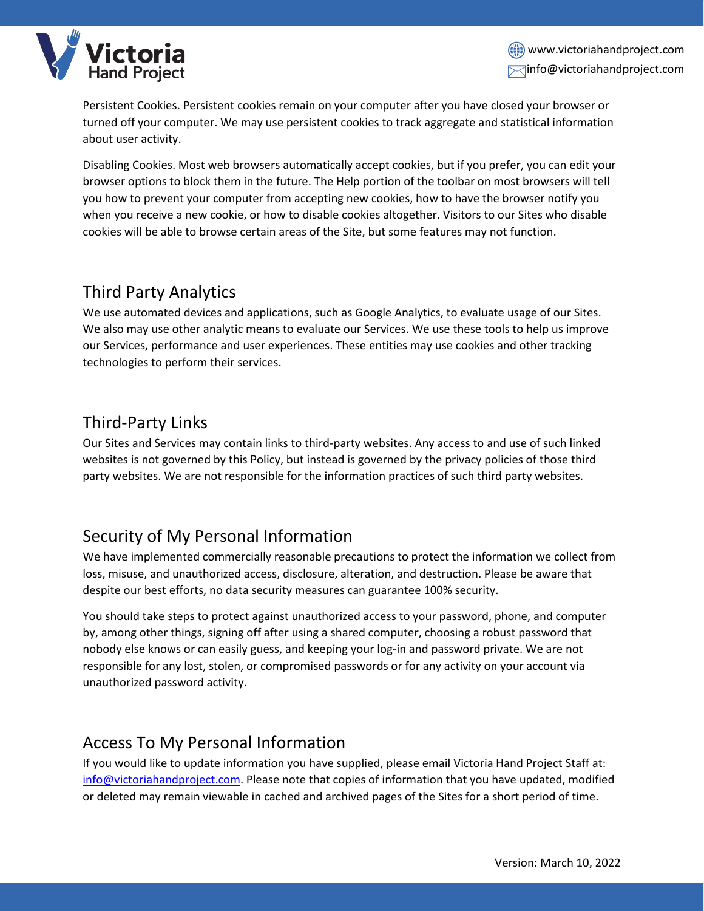Persistent Cookies. Persistent cookies remain on your computer after you have closed your browser or turned off your computer. We may use persistent cookies to track aggregate and statistical information about user activity.

Disabling Cookies. Most web browsers automatically accept cookies, but if you prefer, you can edit your browser options to block them in the future. The Help portion of the toolbar on most browsers will tell you how to prevent your computer from accepting new cookies, how to have the browser notify you when you receive a new cookie, or how to disable cookies altogether. Visitors to our Sites who disable cookies will be able to browse certain areas of the Site, but some features may not function.

## Third Party Analytics

We use automated devices and applications, such as Google Analytics, to evaluate usage of our Sites. We also may use other analytic means to evaluate our Services. We use these tools to help us improve our Services, performance and user experiences. These entities may use cookies and other tracking technologies to perform their services.

## Third-Party Links

Our Sites and Services may contain links to third-party websites. Any access to and use of such linked websites is not governed by this Policy, but instead is governed by the privacy policies of those third party websites. We are not responsible for the information practices of such third party websites.

## Security of My Personal Information

We have implemented commercially reasonable precautions to protect the information we collect from loss, misuse, and unauthorized access, disclosure, alteration, and destruction. Please be aware that despite our best efforts, no data security measures can guarantee 100% security.

You should take steps to protect against unauthorized access to your password, phone, and computer by, among other things, signing off after using a shared computer, choosing a robust password that nobody else knows or can easily guess, and keeping your log-in and password private. We are not responsible for any lost, stolen, or compromised passwords or for any activity on your account via unauthorized password activity.

## Access To My Personal Information

If you would like to update information you have supplied, please email Victoria Hand Project Staff at: info@victoriahandproject.com. Please note that copies of information that you have updated, modified or deleted may remain viewable in cached and archived pages of the Sites for a short period of time.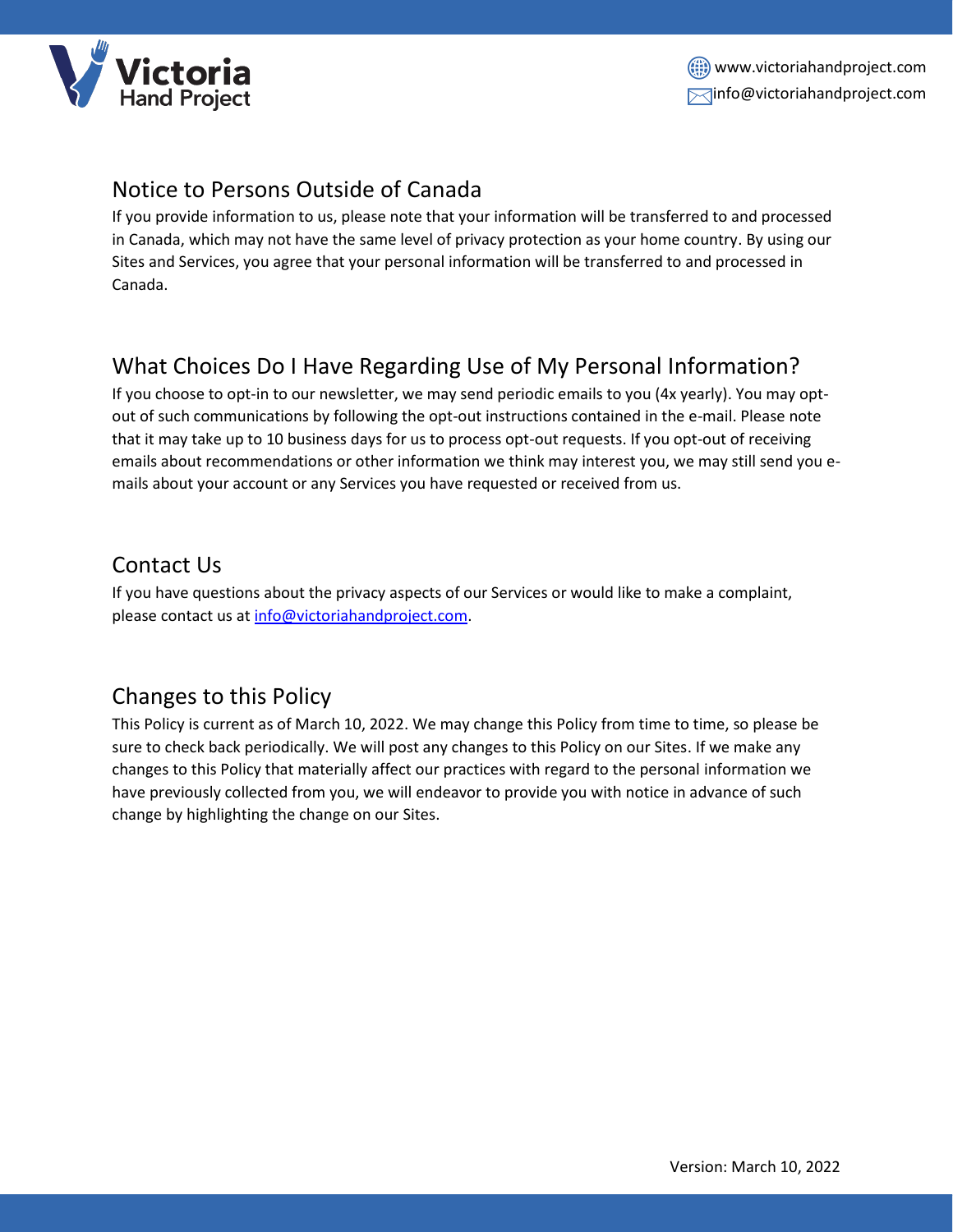## Notice to Persons Outside of Canada

If you provide information to us, please note that your information will be transferred to and processed in Canada, which may not have the same level of privacy protection as your home country. By using our Sites and Services, you agree that your personal information will be transferred to and processed in Canada.

## What Choices Do I Have Regarding Use of My Personal Information?

If you choose to opt-in to our newsletter, we may send periodic emails to you (4x yearly). You may opt-out of such communications by following the opt-out instructions contained in the e-mail. Please note that it may take up to 10 business days for us to process opt-out requests. If you opt-out of receiving emails about recommendations or other information we think may interest you, we may still send you e-mails about your account or any Services you have requested or received from us.

## Contact Us

If you have questions about the privacy aspects of our Services or would like to make a complaint, please contact us at [info@victoriahandproject.com](mailto:info@victoriahandproject.com).

## Changes to this Policy

This Policy is current as of March 10, 2022. We may change this Policy from time to time, so please be sure to check back periodically. We will post any changes to this Policy on our Sites. If we make any changes to this Policy that materially affect our practices with regard to the personal information we have previously collected from you, we will endeavor to provide you with notice in advance of such change by highlighting the change on our Sites.